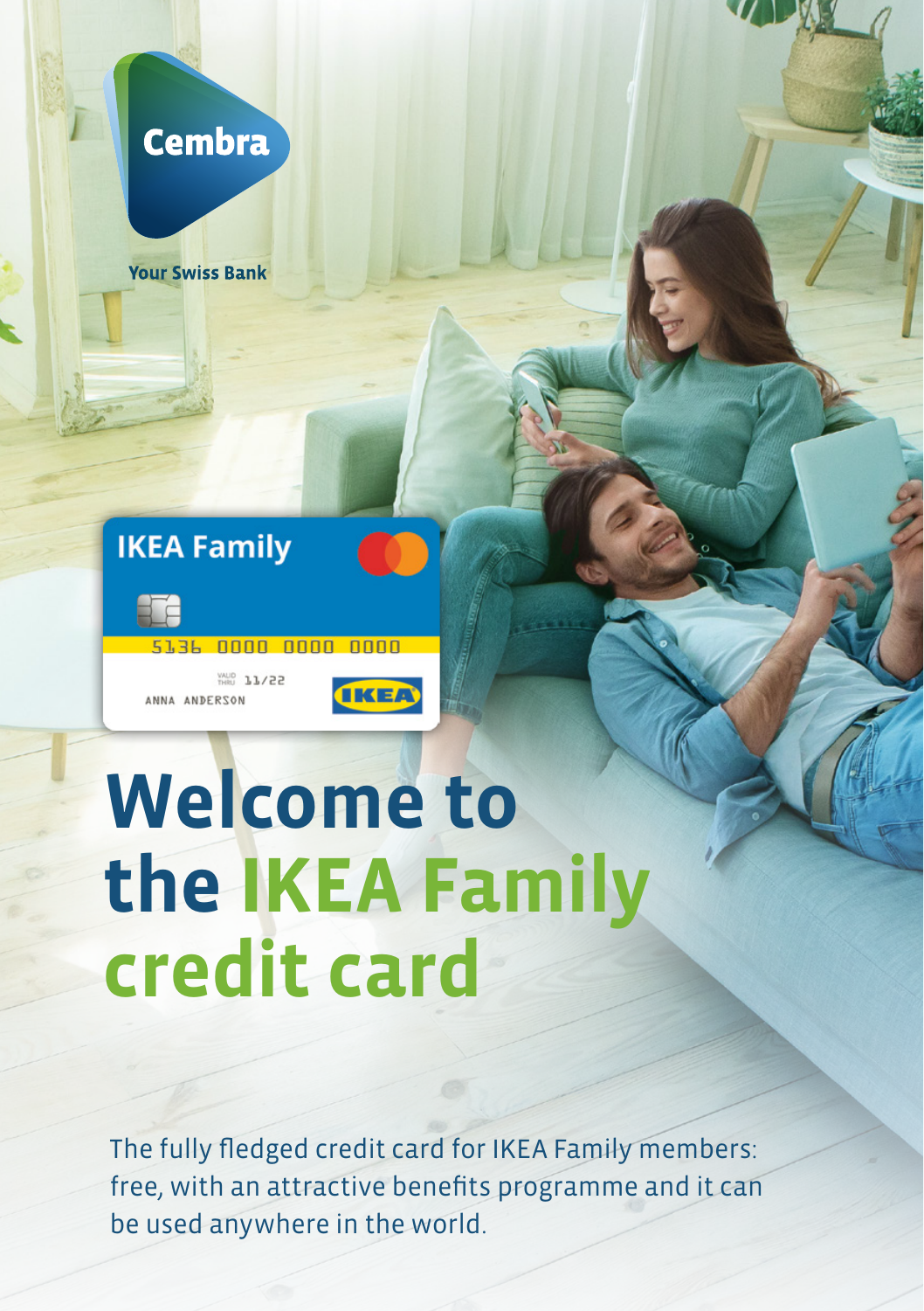Cembra

Your Swiss Bank

# Welcome to the IKEA Family credit card

The fully fledged credit card for IKEA Family members: free, with an attractive benefits programme and it can be used anywhere in the world.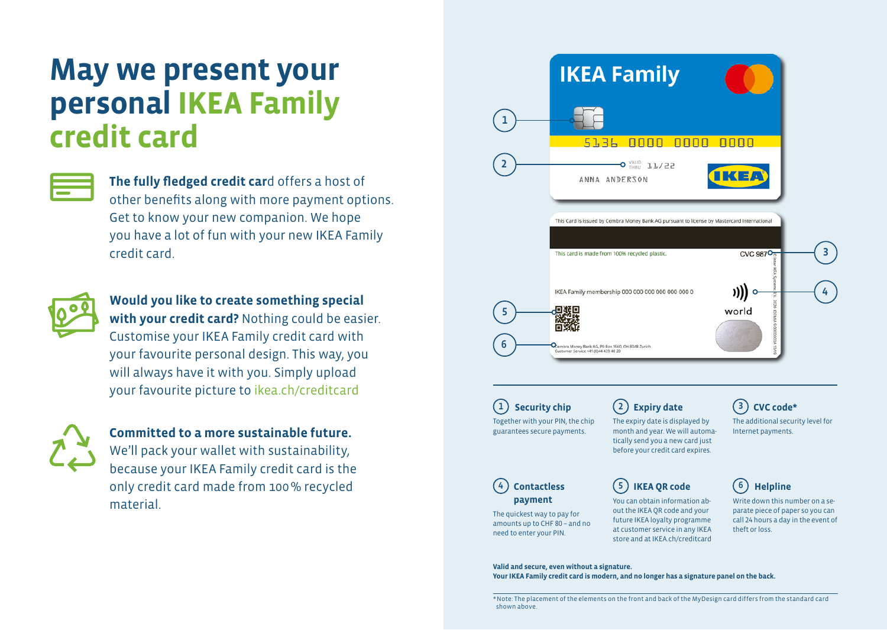# May we present your personal IKEA Family credit card

**The fully fledged credit car**d offers a host of other benefits along with more payment options. Get to know your new companion. We hope you have a lot of fun with your new IKEA Family credit card.

**Would you like to create something special with your credit card?** Nothing could be easier. Customise your IKEA Family credit card with your favourite personal design. This way, you will always have it with you. Simply upload your favourite picture to ikea.ch/creditcard

**Committed to a more sustainable future.** We'll pack your wallet with sustainability, because your IKEA Family credit card is the only credit card made from 100 % recycled material.

### 1 Security chip

Together with your PIN, the chip guarantees secure payments.

### 2 Expiry date

The expiry date is displayed by month and year. We will automatically send you a new card just before your credit card expires.

### 3 CVC code*

The additional security level for Internet payments.

### 4 Contactless payment

The quickest way to pay for amounts up to CHF 80 – and no need to enter your PIN.

### 5 IKEA QR code

You can obtain information about the IKEA QR code and your future IKEA loyalty programme at customer service in any IKEA store and at IKEA.ch/creditcard

### 6 Helpline

Write down this number on a separate piece of paper so you can call 24 hours a day in the event of theft or loss.

**Valid and secure, even without a signature.**
**Your IKEA Family credit card is modern, and no longer has a signature panel on the back.**

*Note: The placement of the elements on the front and back of the MyDesign card differs from the standard card shown above.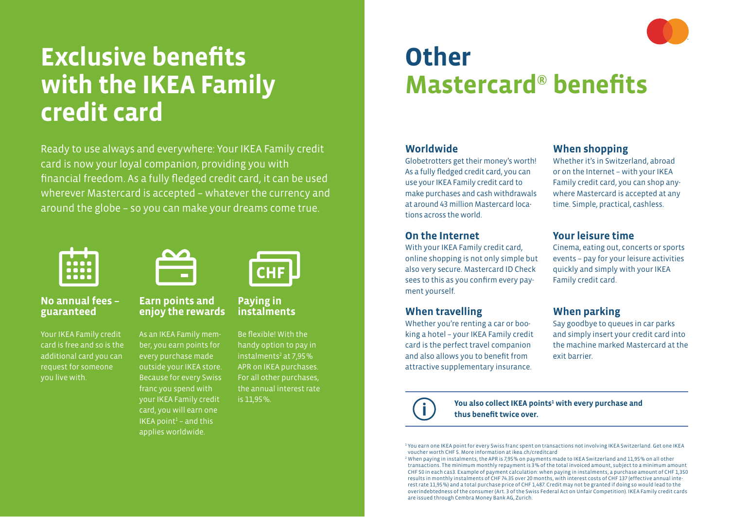# Exclusive benefits with the IKEA Family credit card

Ready to use always and everywhere: Your IKEA Family credit card is now your loyal companion, providing you with financial freedom. As a fully fledged credit card, it can be used wherever Mastercard is accepted – whatever the currency and around the globe – so you can make your dreams come true.

### No annual fees – guaranteed

Your IKEA Family credit card is free and so is the additional card you can request for someone you live with.

### Earn points and enjoy the rewards

As an IKEA Family member, you earn points for every purchase made outside your IKEA store. Because for every Swiss franc you spend with your IKEA Family credit card, you will earn one IKEA point[1] – and this applies worldwide.

### Paying in instalments

Be flexible! With the handy option to pay in instalments[2] at 7,95 % APR on IKEA purchases. For all other purchases, the annual interest rate is 11,95 %.

# Other Mastercard® benefits

### Worldwide

Globetrotters get their money's worth! As a fully fledged credit card, you can use your IKEA Family credit card to make purchases and cash withdrawals at around 43 million Mastercard locations across the world.

### On the Internet

With your IKEA Family credit card, online shopping is not only simple but also very secure. Mastercard ID Check sees to this as you confirm every payment yourself.

### When travelling

Whether you're renting a car or booking a hotel – your IKEA Family credit card is the perfect travel companion and also allows you to benefit from attractive supplementary insurance.

### When shopping

Whether it's in Switzerland, abroad or on the Internet – with your IKEA Family credit card, you can shop anywhere Mastercard is accepted at any time. Simple, practical, cashless.

### Your leisure time

Cinema, eating out, concerts or sports events – pay for your leisure activities quickly and simply with your IKEA Family credit card.

### When parking

Say goodbye to queues in car parks and simply insert your credit card into the machine marked Mastercard at the exit barrier.

**You also collect IKEA points[1] with every purchase and thus benefit twice over.**

[1] You earn one IKEA point for every Swiss franc spent on transactions not involving IKEA Switzerland. Get one IKEA voucher worth CHF 5. More information at ikea.ch/creditcard

[2] When paying in instalments, the APR is 7,95 % on payments made to IKEA Switzerland and 11,95 % on all other transactions. The minimum monthly repayment is 3 % of the total invoiced amount, subject to a minimum amount CHF 50 in each cas3. Example of payment calculation: when paying in instalments, a purchase amount of CHF 1,350 results in monthly instalments of CHF 74.35 over 20 months, with interest costs of CHF 137 (effective annual interest rate 11,95 %) and a total purchase price of CHF 1,487. Credit may not be granted if doing so would lead to the overindebtedness of the consumer (Art. 3 of the Swiss Federal Act on Unfair Competition). IKEA Family credit cards are issued through Cembra Money Bank AG, Zurich.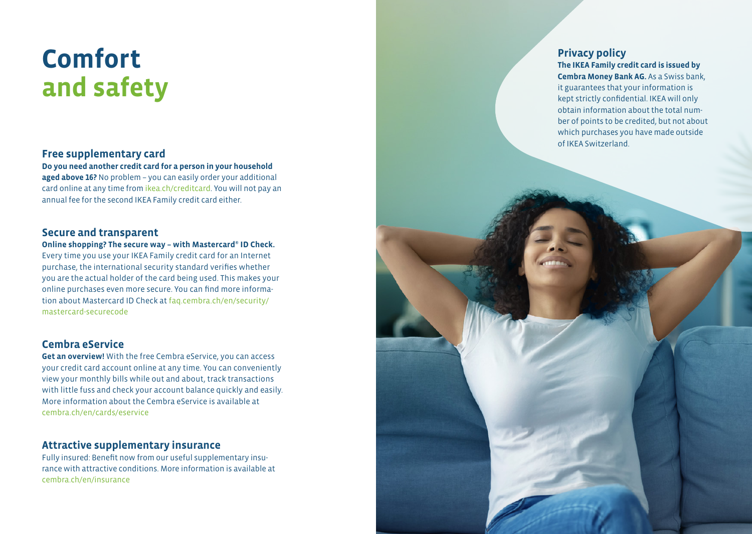# Comfort and safety

## Free supplementary card

**Do you need another credit card for a person in your household aged above 16?** No problem – you can easily order your additional card online at any time from ikea.ch/creditcard. You will not pay an annual fee for the second IKEA Family credit card either.

## Secure and transparent

**Online shopping? The secure way – with Mastercard® ID Check.** Every time you use your IKEA Family credit card for an Internet purchase, the international security standard verifies whether you are the actual holder of the card being used. This makes your online purchases even more secure. You can find more information about Mastercard ID Check at faq.cembra.ch/en/security/mastercard-securecode

## Cembra eService

**Get an overview!** With the free Cembra eService, you can access your credit card account online at any time. You can conveniently view your monthly bills while out and about, track transactions with little fuss and check your account balance quickly and easily. More information about the Cembra eService is available at cembra.ch/en/cards/eservice

## Attractive supplementary insurance

Fully insured: Benefit now from our useful supplementary insurance with attractive conditions. More information is available at cembra.ch/en/insurance

## Privacy policy

**The IKEA Family credit card is issued by Cembra Money Bank AG.** As a Swiss bank, it guarantees that your information is kept strictly confidential. IKEA will only obtain information about the total number of points to be credited, but not about which purchases you have made outside of IKEA Switzerland.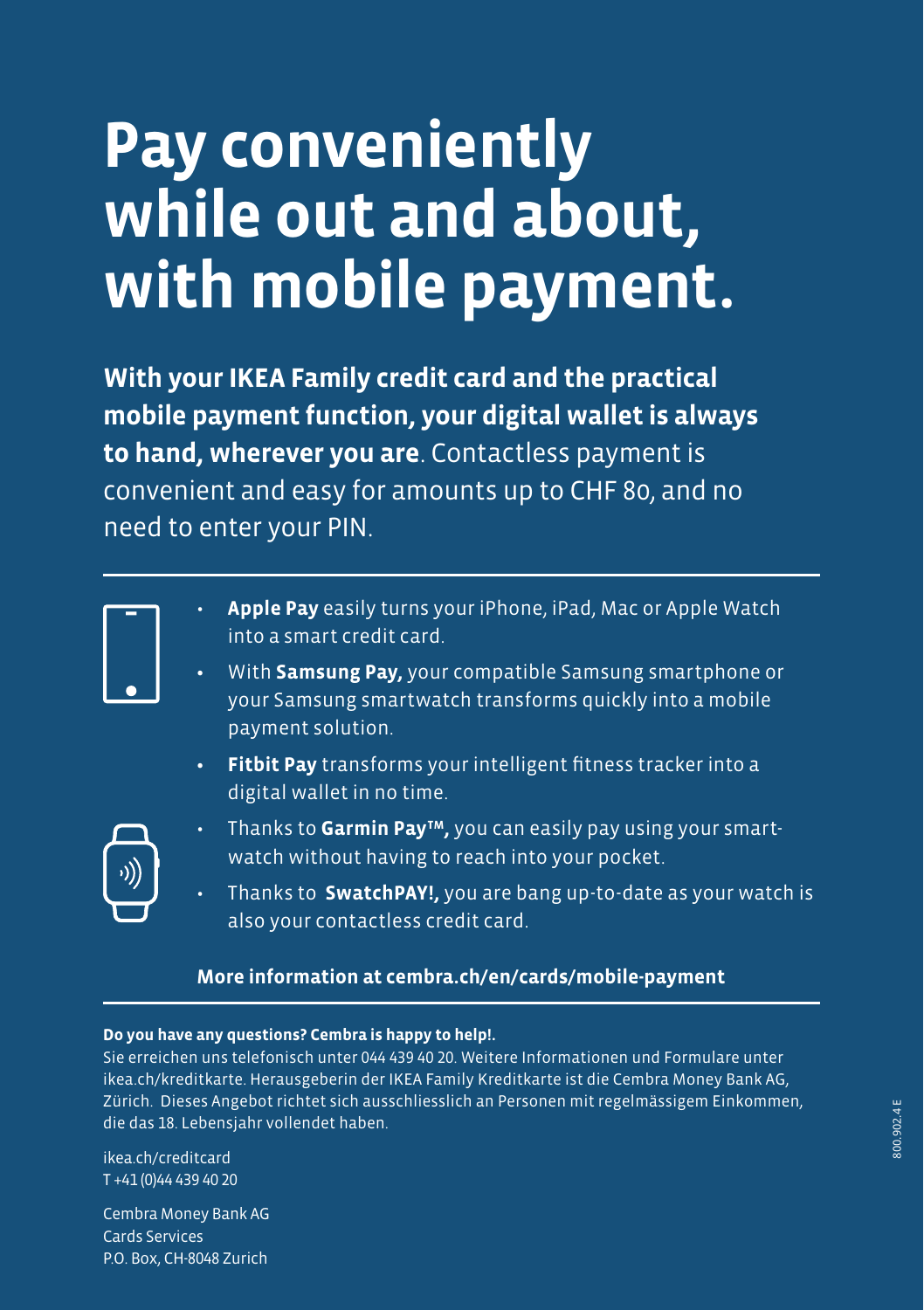# Pay conveniently while out and about, with mobile payment.

**With your IKEA Family credit card and the practical mobile payment function, your digital wallet is always to hand, wherever you are**. Contactless payment is convenient and easy for amounts up to CHF 80, and no need to enter your PIN.

- **Apple Pay** easily turns your iPhone, iPad, Mac or Apple Watch into a smart credit card.
- With **Samsung Pay,** your compatible Samsung smartphone or your Samsung smartwatch transforms quickly into a mobile payment solution.
- **Fitbit Pay** transforms your intelligent fitness tracker into a digital wallet in no time.
- Thanks to **Garmin Pay™,** you can easily pay using your smart-watch without having to reach into your pocket.
- Thanks to **SwatchPAY!,** you are bang up-to-date as your watch is also your contactless credit card.

**More information at cembra.ch/en/cards/mobile-payment**

**Do you have any questions? Cembra is happy to help!.**
Sie erreichen uns telefonisch unter 044 439 40 20. Weitere Informationen und Formulare unter ikea.ch/kreditkarte. Herausgeberin der IKEA Family Kreditkarte ist die Cembra Money Bank AG, Zürich. Dieses Angebot richtet sich ausschliesslich an Personen mit regelmässigem Einkommen, die das 18. Lebensjahr vollendet haben.

ikea.ch/creditcard
T +41 (0)44 439 40 20

Cembra Money Bank AG
Cards Services
P.O. Box, CH-8048 Zurich

800.902.4 E